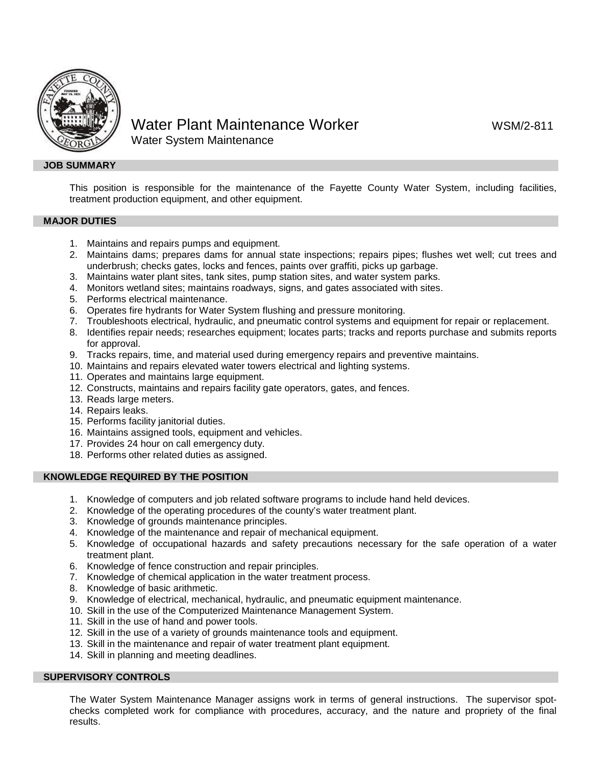# Water Plant Maintenance Worker

WSM/2-811

Water System Maintenance

## JOB SUMMARY

This position is responsible for the maintenance of the Fayette County Water System, including facilities, treatment production equipment, and other equipment.

## MAJOR DUTIES

1. Maintains and repairs pumps and equipment.
2. Maintains dams; prepares dams for annual state inspections; repairs pipes; flushes wet well; cut trees and underbrush; checks gates, locks and fences, paints over graffiti, picks up garbage.
3. Maintains water plant sites, tank sites, pump station sites, and water system parks.
4. Monitors wetland sites; maintains roadways, signs, and gates associated with sites.
5. Performs electrical maintenance.
6. Operates fire hydrants for Water System flushing and pressure monitoring.
7. Troubleshoots electrical, hydraulic, and pneumatic control systems and equipment for repair or replacement.
8. Identifies repair needs; researches equipment; locates parts; tracks and reports purchase and submits reports for approval.
9. Tracks repairs, time, and material used during emergency repairs and preventive maintains.
10. Maintains and repairs elevated water towers electrical and lighting systems.
11. Operates and maintains large equipment.
12. Constructs, maintains and repairs facility gate operators, gates, and fences.
13. Reads large meters.
14. Repairs leaks.
15. Performs facility janitorial duties.
16. Maintains assigned tools, equipment and vehicles.
17. Provides 24 hour on call emergency duty.
18. Performs other related duties as assigned.

## KNOWLEDGE REQUIRED BY THE POSITION

1. Knowledge of computers and job related software programs to include hand held devices.
2. Knowledge of the operating procedures of the county's water treatment plant.
3. Knowledge of grounds maintenance principles.
4. Knowledge of the maintenance and repair of mechanical equipment.
5. Knowledge of occupational hazards and safety precautions necessary for the safe operation of a water treatment plant.
6. Knowledge of fence construction and repair principles.
7. Knowledge of chemical application in the water treatment process.
8. Knowledge of basic arithmetic.
9. Knowledge of electrical, mechanical, hydraulic, and pneumatic equipment maintenance.
10. Skill in the use of the Computerized Maintenance Management System.
11. Skill in the use of hand and power tools.
12. Skill in the use of a variety of grounds maintenance tools and equipment.
13. Skill in the maintenance and repair of water treatment plant equipment.
14. Skill in planning and meeting deadlines.

## SUPERVISORY CONTROLS

The Water System Maintenance Manager assigns work in terms of general instructions. The supervisor spot-checks completed work for compliance with procedures, accuracy, and the nature and propriety of the final results.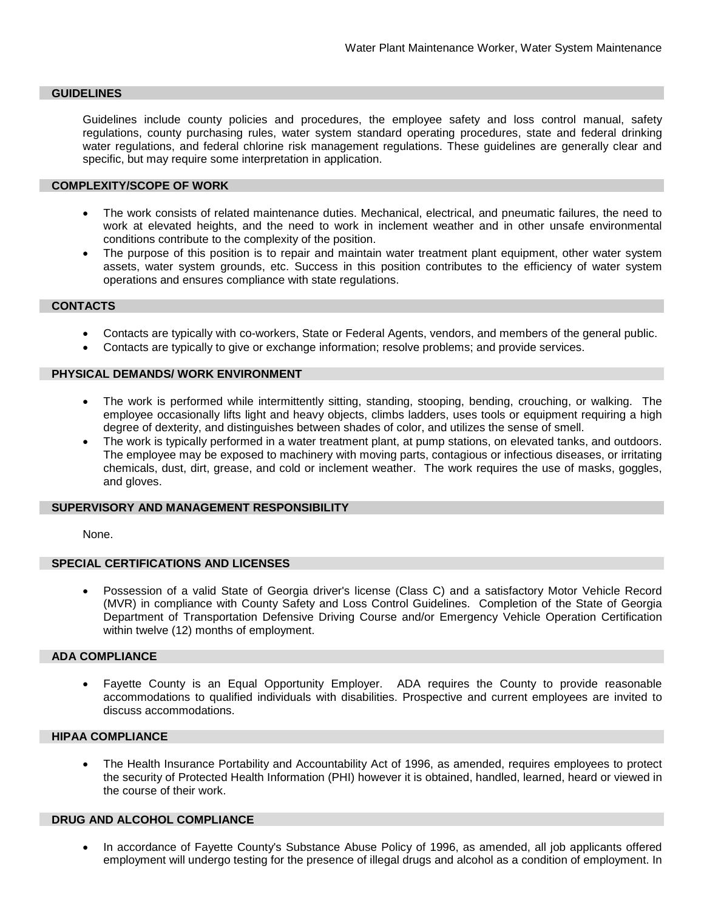## GUIDELINES

Guidelines include county policies and procedures, the employee safety and loss control manual, safety regulations, county purchasing rules, water system standard operating procedures, state and federal drinking water regulations, and federal chlorine risk management regulations. These guidelines are generally clear and specific, but may require some interpretation in application.

## COMPLEXITY/SCOPE OF WORK

- The work consists of related maintenance duties. Mechanical, electrical, and pneumatic failures, the need to work at elevated heights, and the need to work in inclement weather and in other unsafe environmental conditions contribute to the complexity of the position.
- The purpose of this position is to repair and maintain water treatment plant equipment, other water system assets, water system grounds, etc. Success in this position contributes to the efficiency of water system operations and ensures compliance with state regulations.

## CONTACTS

- Contacts are typically with co-workers, State or Federal Agents, vendors, and members of the general public.
- Contacts are typically to give or exchange information; resolve problems; and provide services.

## PHYSICAL DEMANDS/ WORK ENVIRONMENT

- The work is performed while intermittently sitting, standing, stooping, bending, crouching, or walking. The employee occasionally lifts light and heavy objects, climbs ladders, uses tools or equipment requiring a high degree of dexterity, and distinguishes between shades of color, and utilizes the sense of smell.
- The work is typically performed in a water treatment plant, at pump stations, on elevated tanks, and outdoors. The employee may be exposed to machinery with moving parts, contagious or infectious diseases, or irritating chemicals, dust, dirt, grease, and cold or inclement weather. The work requires the use of masks, goggles, and gloves.

## SUPERVISORY AND MANAGEMENT RESPONSIBILITY

None.

## SPECIAL CERTIFICATIONS AND LICENSES

- Possession of a valid State of Georgia driver's license (Class C) and a satisfactory Motor Vehicle Record (MVR) in compliance with County Safety and Loss Control Guidelines. Completion of the State of Georgia Department of Transportation Defensive Driving Course and/or Emergency Vehicle Operation Certification within twelve (12) months of employment.

## ADA COMPLIANCE

- Fayette County is an Equal Opportunity Employer. ADA requires the County to provide reasonable accommodations to qualified individuals with disabilities. Prospective and current employees are invited to discuss accommodations.

## HIPAA COMPLIANCE

- The Health Insurance Portability and Accountability Act of 1996, as amended, requires employees to protect the security of Protected Health Information (PHI) however it is obtained, handled, learned, heard or viewed in the course of their work.

## DRUG AND ALCOHOL COMPLIANCE

- In accordance of Fayette County's Substance Abuse Policy of 1996, as amended, all job applicants offered employment will undergo testing for the presence of illegal drugs and alcohol as a condition of employment. In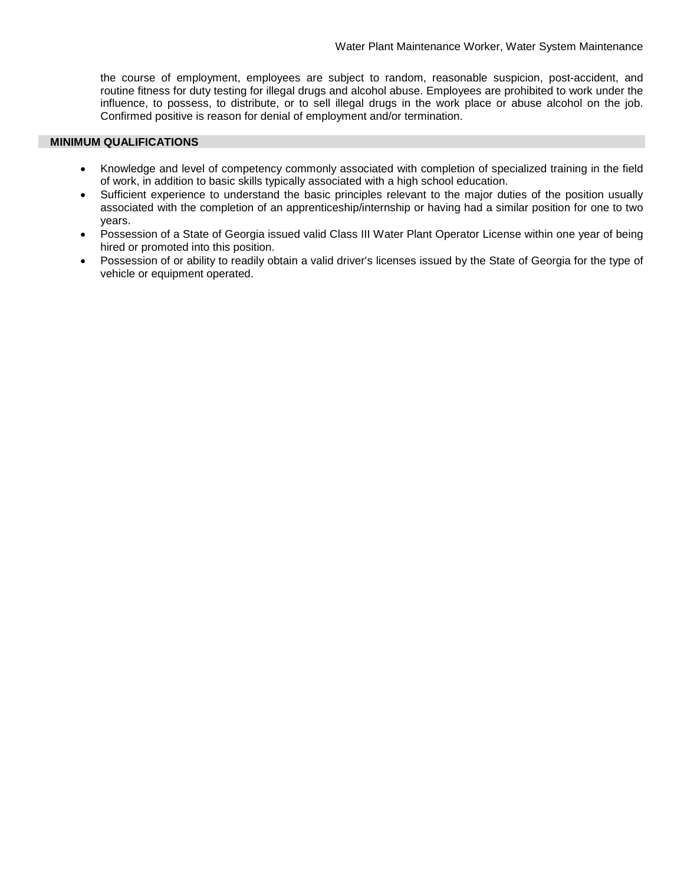the course of employment, employees are subject to random, reasonable suspicion, post-accident, and routine fitness for duty testing for illegal drugs and alcohol abuse. Employees are prohibited to work under the influence, to possess, to distribute, or to sell illegal drugs in the work place or abuse alcohol on the job. Confirmed positive is reason for denial of employment and/or termination.

## MINIMUM QUALIFICATIONS

- Knowledge and level of competency commonly associated with completion of specialized training in the field of work, in addition to basic skills typically associated with a high school education.
- Sufficient experience to understand the basic principles relevant to the major duties of the position usually associated with the completion of an apprenticeship/internship or having had a similar position for one to two years.
- Possession of a State of Georgia issued valid Class III Water Plant Operator License within one year of being hired or promoted into this position.
- Possession of or ability to readily obtain a valid driver's licenses issued by the State of Georgia for the type of vehicle or equipment operated.